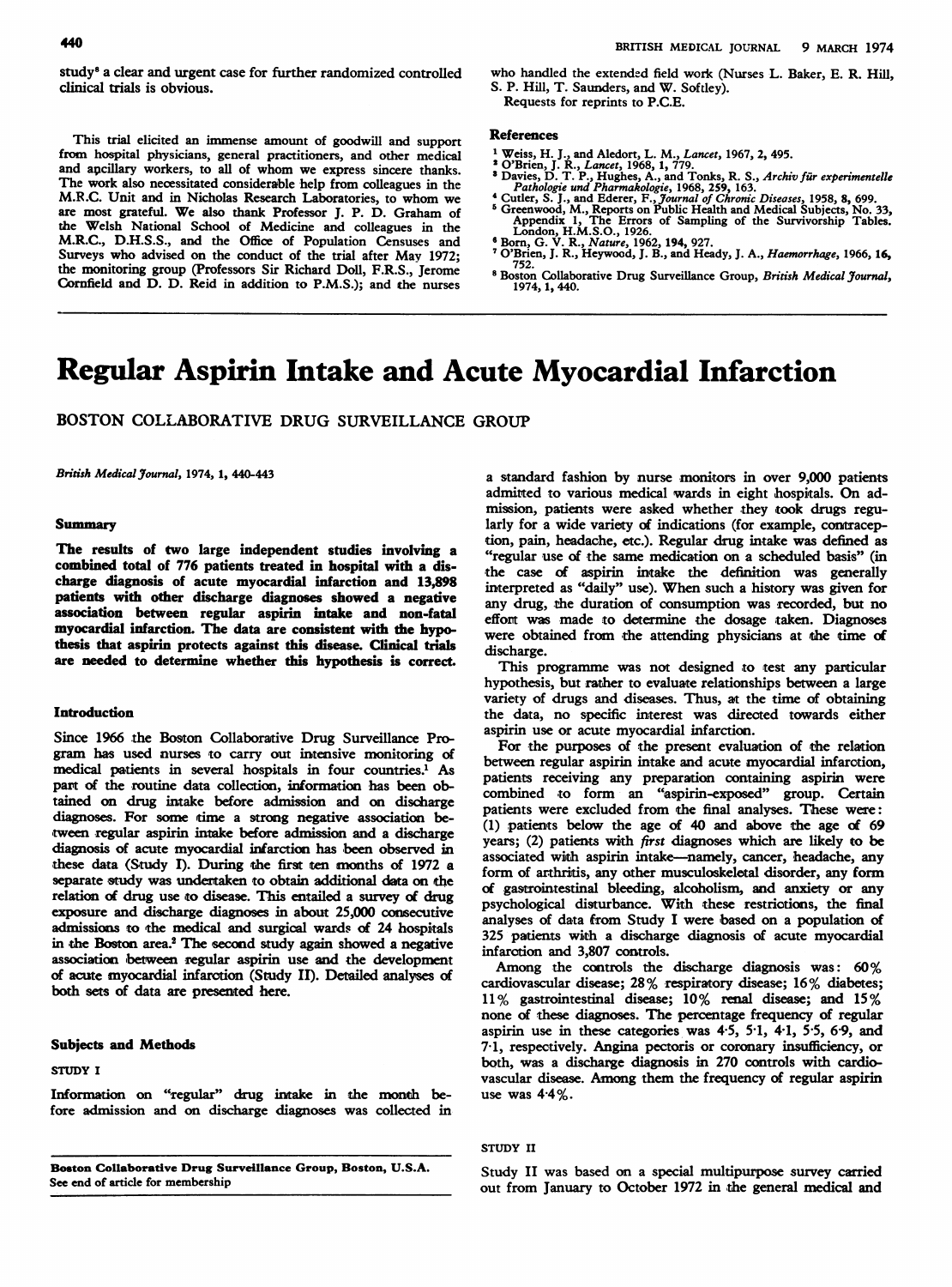study[8] a clear and urgent case for further randomized controlled clinical trials is obvious.

This trial elicited an immense amount of goodwill and support from hospital physicians, general practitioners, and other medical and ancillary workers, to all of whom we express sincere thanks. The work also necessitated considerable help from colleagues in the M.R.C. Unit and in Nicholas Research Laboratories, to whom we are most grateful. We also thank Professor J. P. D. Graham of the Welsh National School of Medicine and colleagues in the M.R.C., D.H.S.S., and the Office of Population Censuses and Surveys who advised on the conduct of the trial after May 1972; the monitoring group (Professors Sir Richard Doll, F.R.S., Jerome Cornfield and D. D. Reid in addition to P.M.S.); and the nurses who handled the extended field work (Nurses L. Baker, E. R. Hill, S. P. Hill, T. Saunders, and W. Softley).

Requests for reprints to P.C.E.

## References

1. Weiss, H. J., and Aledort, L. M., *Lancet*, 1967, **2**, 495.
2. O'Brien, J. R., *Lancet*, 1968, **1**, 779.
3. Davies, D. T. P., Hughes, A., and Tonks, R. S., *Archiv für experimentelle Pathologie und Pharmakologie*, 1968, **259**, 163.
4. Cutler, S. J., and Ederer, F., *Journal of Chronic Diseases*, 1958, **8**, 699.
5. Greenwood, M., Reports on Public Health and Medical Subjects, No. 33, Appendix 1, The Errors of Sampling of the Survivorship Tables. London, H.M.S.O., 1926.
6. Born, G. V. R., *Nature*, 1962, **194**, 927.
7. O'Brien, J. R., Heywood, J. B., and Heady, J. A., *Haemorrhage*, 1966, **16**, 752.
8. Boston Collaborative Drug Surveillance Group, *British Medical Journal*, 1974, **1**, 440.

# Regular Aspirin Intake and Acute Myocardial Infarction

BOSTON COLLABORATIVE DRUG SURVEILLANCE GROUP

*British Medical Journal*, 1974, **1**, 440-443

### Summary

**The results of two large independent studies involving a combined total of 776 patients treated in hospital with a discharge diagnosis of acute myocardial infarction and 13,898 patients with other discharge diagnoses showed a negative association between regular aspirin intake and non-fatal myocardial infarction. The data are consistent with the hypothesis that aspirin protects against this disease. Clinical trials are needed to determine whether this hypothesis is correct.**

### Introduction

Since 1966 the Boston Collaborative Drug Surveillance Program has used nurses to carry out intensive monitoring of medical patients in several hospitals in four countries.[1] As part of the routine data collection, information has been obtained on drug intake before admission and on discharge diagnoses. For some time a strong negative association between regular aspirin intake before admission and a discharge diagnosis of acute myocardial infarction has been observed in these data (Study I). During the first ten months of 1972 a separate study was undertaken to obtain additional data on the relation of drug use to disease. This entailed a survey of drug exposure and discharge diagnoses in about 25,000 consecutive admissions to the medical and surgical wards of 24 hospitals in the Boston area.[2] The second study again showed a negative association between regular aspirin use and the development of acute myocardial infarction (Study II). Detailed analyses of both sets of data are presented here.

### Subjects and Methods

#### STUDY I

Information on "regular" drug intake in the month before admission and on discharge diagnoses was collected in a standard fashion by nurse monitors in over 9,000 patients admitted to various medical wards in eight hospitals. On admission, patients were asked whether they took drugs regularly for a wide variety of indications (for example, contraception, pain, headache, etc.). Regular drug intake was defined as "regular use of the same medication on a scheduled basis" (in the case of aspirin intake the definition was generally interpreted as "daily" use). When such a history was given for any drug, the duration of consumption was recorded, but no effort was made to determine the dosage taken. Diagnoses were obtained from the attending physicians at the time of discharge.

This programme was not designed to test any particular hypothesis, but rather to evaluate relationships between a large variety of drugs and diseases. Thus, at the time of obtaining the data, no specific interest was directed towards either aspirin use or acute myocardial infarction.

For the purposes of the present evaluation of the relation between regular aspirin intake and acute myocardial infarction, patients receiving any preparation containing aspirin were combined to form an "aspirin-exposed" group. Certain patients were excluded from the final analyses. These were: (1) patients below the age of 40 and above the age of 69 years; (2) patients with *first* diagnoses which are likely to be associated with aspirin intake—namely, cancer, headache, any form of arthritis, any other musculoskeletal disorder, any form of gastrointestinal bleeding, alcoholism, and anxiety or any psychological disturbance. With these restrictions, the final analyses of data from Study I were based on a population of 325 patients with a discharge diagnosis of acute myocardial infarction and 3,807 controls.

Among the controls the discharge diagnosis was: 60% cardiovascular disease; 28% respiratory disease; 16% diabetes; 11% gastrointestinal disease; 10% renal disease; and 15% none of these diagnoses. The percentage frequency of regular aspirin use in these categories was 4·5, 5·1, 4·1, 5·5, 6·9, and 7·1, respectively. Angina pectoris or coronary insufficiency, or both, was a discharge diagnosis in 270 controls with cardiovascular disease. Among them the frequency of regular aspirin use was 4·4%.

#### STUDY II

Study II was based on a special multipurpose survey carried out from January to October 1972 in the general medical and

Boston Collaborative Drug Surveillance Group, Boston, U.S.A.
See end of article for membership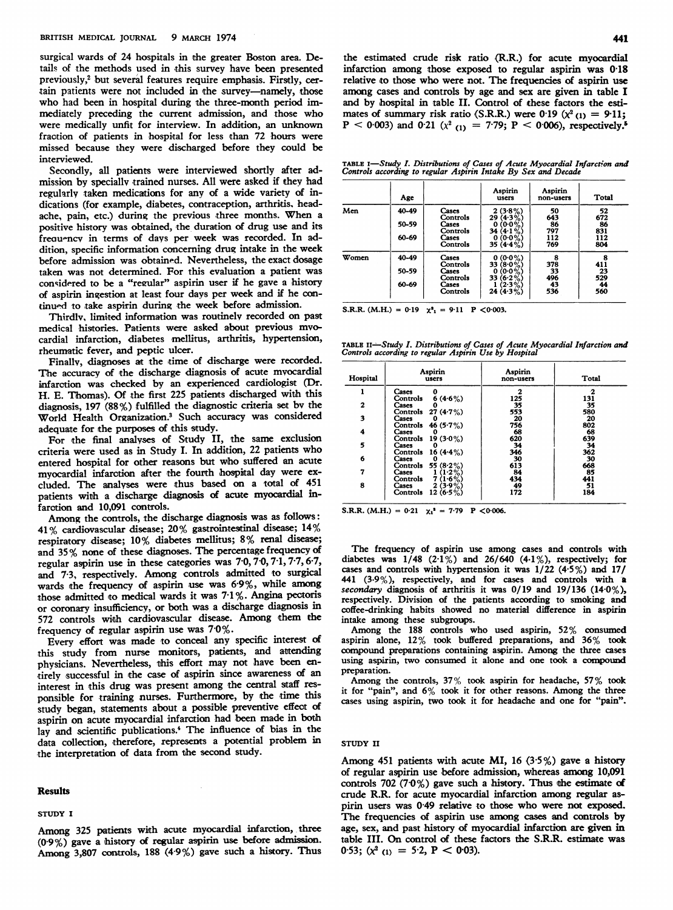surgical wards of 24 hospitals in the greater Boston area. Details of the methods used in this survey have been presented previously,[2] but several features require emphasis. Firstly, certain patients were not included in the survey—namely, those who had been in hospital during the three-month period immediately preceding the current admission, and those who were medically unfit for interview. In addition, an unknown fraction of patients in hospital for less than 72 hours were missed because they were discharged before they could be interviewed.

Secondly, all patients were interviewed shortly after admission by specially trained nurses. All were asked if they had regularly taken medications for any of a wide variety of indications (for example, diabetes, contraception, arthritis, headache, pain, etc.) during the previous three months. When a positive history was obtained, the duration of drug use and its frequency in terms of days per week was recorded. In addition, specific information concerning drug intake in the week before admission was obtained. Nevertheless, the exact dosage taken was not determined. For this evaluation a patient was considered to be a "regular" aspirin user if he gave a history of aspirin ingestion at least four days per week and if he continued to take aspirin during the week before admission.

Thirdly, limited information was routinely recorded on past medical histories. Patients were asked about previous myocardial infarction, diabetes mellitus, arthritis, hypertension, rheumatic fever, and peptic ulcer.

Finally, diagnoses at the time of discharge were recorded. The accuracy of the discharge diagnosis of acute myocardial infarction was checked by an experienced cardiologist (Dr. H. E. Thomas). Of the first 225 patients discharged with this diagnosis, 197 (88%) fulfilled the diagnostic criteria set by the World Health Organization.[3] Such accuracy was considered adequate for the purposes of this study.

For the final analyses of Study II, the same exclusion criteria were used as in Study I. In addition, 22 patients who entered hospital for other reasons but who suffered an acute myocardial infarction after the fourth hospital day were excluded. The analyses were thus based on a total of 451 patients with a discharge diagnosis of acute myocardial infarction and 10,091 controls.

Among the controls, the discharge diagnosis was as follows: 41% cardiovascular disease; 20% gastrointestinal disease; 14% respiratory disease; 10% diabetes mellitus; 8% renal disease; and 35% none of these diagnoses. The percentage frequency of regular aspirin use in these categories was 7·0, 7·0, 7·1, 7·7, 6·7, and 7·3, respectively. Among controls admitted to surgical wards the frequency of aspirin use was 6·9%, while among those admitted to medical wards it was 7·1%. Angina pectoris or coronary insufficiency, or both was a discharge diagnosis in 572 controls with cardiovascular disease. Among them the frequency of regular aspirin use was 7·0%.

Every effort was made to conceal any specific interest of this study from nurse monitors, patients, and attending physicians. Nevertheless, this effort may not have been entirely successful in the case of aspirin since awareness of an interest in this drug was present among the central staff responsible for training nurses. Furthermore, by the time this study began, statements about a possible preventive effect of aspirin on acute myocardial infarction had been made in both lay and scientific publications.[4] The influence of bias in the data collection, therefore, represents a potential problem in the interpretation of data from the second study.

## Results

### STUDY I

Among 325 patients with acute myocardial infarction, three (0·9%) gave a history of regular aspirin use before admission. Among 3,807 controls, 188 (4·9%) gave such a history. Thus the estimated crude risk ratio (R.R.) for acute myocardial infarction among those exposed to regular aspirin was 0·18 relative to those who were not. The frequencies of aspirin use among cases and controls by age and sex are given in table I and by hospital in table II. Control of these factors the estimates of summary risk ratio (S.R.R.) were 0·19 ($\chi^2_{(1)} = 9·11$; $P < 0·003$) and 0·21 ($\chi^2_{(1)} = 7·79$; $P < 0·006$), respectively.[5]

TABLE I—*Study I. Distributions of Cases of Acute Myocardial Infarction and Controls according to regular Aspirin Intake By Sex and Decade*

| | Age | | Aspirin users | Aspirin non-users | Total |
|---|---|---|---|---|---|
| Men | 40-49 | Cases | 2 (3·8%) | 50 | 52 |
| | | Controls | 29 (4·3%) | 643 | 672 |
| | 50-59 | Cases | 0 (0·0%) | 86 | 86 |
| | | Controls | 34 (4·1%) | 797 | 831 |
| | 60-69 | Cases | 0 (0·0%) | 112 | 112 |
| | | Controls | 35 (4·4%) | 769 | 804 |
| Women | 40-49 | Cases | 0 (0·0%) | 8 | 8 |
| | | Controls | 33 (8·0%) | 378 | 411 |
| | 50-59 | Cases | 0 (0·0%) | 23 | 23 |
| | | Controls | 33 (6·2%) | 496 | 529 |
| | 60-69 | Cases | 1 (2·3%) | 43 | 44 |
| | | Controls | 24 (4·3%) | 536 | 560 |

S.R.R. (M.H.) = 0·19 $\chi^2_1 = 9·11$ $P < 0·003$.

TABLE II—*Study I. Distributions of Cases of Acute Myocardial Infarction and Controls according to regular Aspirin Use by Hospital*

| Hospital | | Aspirin users | Aspirin non-users | Total |
|---|---|---|---|---|
| 1 | Cases | 0 | 2 | 2 |
| | Controls | 6 (4·6%) | 125 | 131 |
| 2 | Cases | 0 | 35 | 35 |
| | Controls | 27 (4·7%) | 553 | 580 |
| 3 | Cases | 0 | 20 | 20 |
| | Controls | 46 (5·7%) | 756 | 802 |
| 4 | Cases | 0 | 68 | 68 |
| | Controls | 19 (3·0%) | 620 | 639 |
| 5 | Cases | 0 | 34 | 34 |
| | Controls | 16 (4·4%) | 346 | 362 |
| 6 | Cases | 0 | 30 | 30 |
| | Controls | 55 (8·2%) | 613 | 668 |
| 7 | Cases | 1 (1·2%) | 84 | 85 |
| | Controls | 7 (1·6%) | 434 | 441 |
| 8 | Cases | 2 (3·9%) | 49 | 51 |
| | Controls | 12 (6·5%) | 172 | 184 |

S.R.R. (M.H.) = 0·21 $\chi^2_1 = 7·79$ $P < 0·006$.

The frequency of aspirin use among cases and controls with diabetes was 1/48 (2·1%) and 26/640 (4·1%), respectively; for cases and controls with hypertension it was 1/22 (4·5%) and 17/441 (3·9%), respectively, and for cases and controls with a *secondary* diagnosis of arthritis it was 0/19 and 19/136 (14·0%), respectively. Division of the patients according to smoking and coffee-drinking habits showed no material difference in aspirin intake among these subgroups.

Among the 188 controls who used aspirin, 52% consumed aspirin alone, 12% took buffered preparations, and 36% took compound preparations containing aspirin. Among the three cases using aspirin, two consumed it alone and one took a compound preparation.

Among the controls, 37% took aspirin for headache, 57% took it for "pain", and 6% took it for other reasons. Among the three cases using aspirin, two took it for headache and one for "pain".

### STUDY II

Among 451 patients with acute MI, 16 (3·5%) gave a history of regular aspirin use before admission, whereas among 10,091 controls 702 (7·0%) gave such a history. Thus the estimate of crude R.R. for acute myocardial infarction among regular aspirin users was 0·49 relative to those who were not exposed. The frequencies of aspirin use among cases and controls by age, sex, and past history of myocardial infarction are given in table III. On control of these factors the S.R.R. estimate was 0·53; ($\chi^2_{(1)} = 5·2$, $P < 0·03$).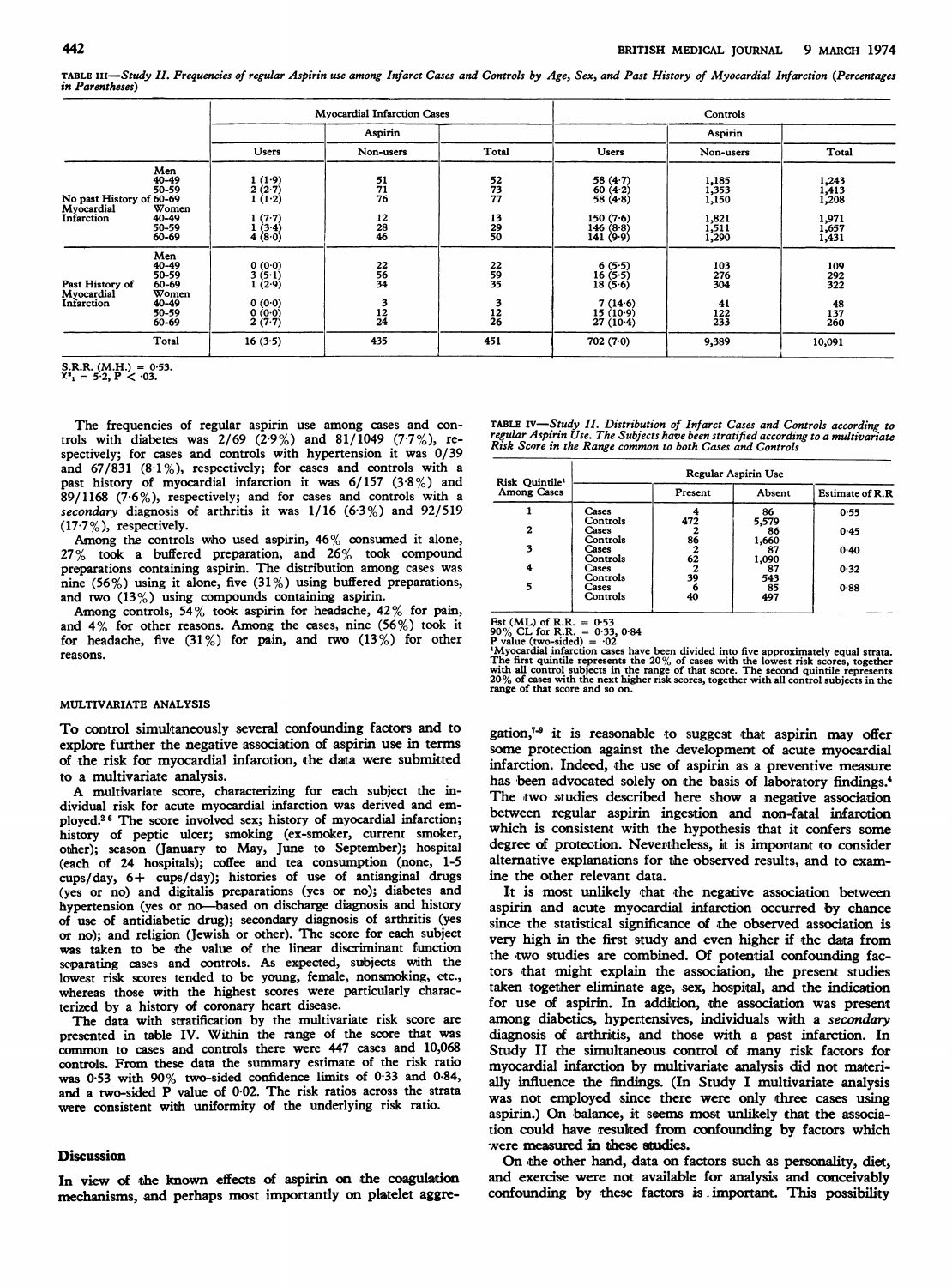TABLE III—*Study II. Frequencies of regular Aspirin use among Infarct Cases and Controls by Age, Sex, and Past History of Myocardial Infarction (Percentages in Parentheses)*

| | | Myocardial Infarction Cases | | | Controls | | |
|---|---|---|---|---|---|---|---|
| | | Aspirin | | | Aspirin | | |
| | | Users | Non-users | Total | Users | Non-users | Total |
| No past History of Myocardial Infarction | Men | | | | | | |
| | 40-49 | 1 (1·9) | 51 | 52 | 58 (4·7) | 1,185 | 1,243 |
| | 50-59 | 2 (2·7) | 71 | 73 | 60 (4·2) | 1,353 | 1,413 |
| | 60-69 | 1 (1·2) | 76 | 77 | 58 (4·8) | 1,150 | 1,208 |
| | Women | | | | | | |
| | 40-49 | 1 (7·7) | 12 | 13 | 150 (7·6) | 1,821 | 1,971 |
| | 50-59 | 1 (3·4) | 28 | 29 | 146 (8·8) | 1,511 | 1,657 |
| | 60-69 | 4 (8·0) | 46 | 50 | 141 (9·9) | 1,290 | 1,431 |
| Past History of Myocardial Infarction | Men | | | | | | |
| | 40-49 | 0 (0·0) | 22 | 22 | 6 (5·5) | 103 | 109 |
| | 50-59 | 3 (5·1) | 56 | 59 | 16 (5·5) | 276 | 292 |
| | 60-69 | 1 (2·9) | 34 | 35 | 18 (5·6) | 304 | 322 |
| | Women | | | | | | |
| | 40-49 | 0 (0·0) | 3 | 3 | 7 (14·6) | 41 | 48 |
| | 50-59 | 0 (0·0) | 12 | 12 | 15 (10·9) | 122 | 137 |
| | 60-69 | 2 (7·7) | 24 | 26 | 27 (10·4) | 233 | 260 |
| | Total | 16 (3·5) | 435 | 451 | 702 (7·0) | 9,389 | 10,091 |

S.R.R. (M.H.) = 0·53.
$\chi^2_1 = 5·2, P < ·03.$

The frequencies of regular aspirin use among cases and controls with diabetes was 2/69 (2·9%) and 81/1049 (7·7%), respectively; for cases and controls with hypertension it was 0/39 and 67/831 (8·1%), respectively; for cases and controls with a past history of myocardial infarction it was 6/157 (3·8%) and 89/1168 (7·6%), respectively; and for cases and controls with a *secondary* diagnosis of arthritis it was 1/16 (6·3%) and 92/519 (17·7%), respectively.

Among the controls who used aspirin, 46% consumed it alone, 27% took a buffered preparation, and 26% took compound preparations containing aspirin. The distribution among cases was nine (56%) using it alone, five (31%) using buffered preparations, and two (13%) using compounds containing aspirin.

Among controls, 54% took aspirin for headache, 42% for pain, and 4% for other reasons. Among the cases, nine (56%) took it for headache, five (31%) for pain, and two (13%) for other reasons.

### MULTIVARIATE ANALYSIS

To control simultaneously several confounding factors and to explore further the negative association of aspirin use in terms of the risk for myocardial infarction, the data were submitted to a multivariate analysis.

A multivariate score, characterizing for each subject the individual risk for acute myocardial infarction was derived and employed.[2,6] The score involved sex; history of myocardial infarction; history of peptic ulcer; smoking (ex-smoker, current smoker, other); season (January to May, June to September); hospital (each of 24 hospitals); coffee and tea consumption (none, 1-5 cups/day, 6+ cups/day); histories of use of antianginal drugs (yes or no) and digitalis preparations (yes or no); diabetes and hypertension (yes or no—based on discharge diagnosis and history of use of antidiabetic drug); secondary diagnosis of arthritis (yes or no); and religion (Jewish or other). The score for each subject was taken to be the value of the linear discriminant function separating cases and controls. As expected, subjects with the lowest risk scores tended to be young, female, nonsmoking, etc., whereas those with the highest scores were particularly characterized by a history of coronary heart disease.

The data with stratification by the multivariate risk score are presented in table IV. Within the range of the score that was common to cases and controls there were 447 cases and 10,068 controls. From these data the summary estimate of the risk ratio was 0·53 with 90% two-sided confidence limits of 0·33 and 0·84, and a two-sided P value of 0·02. The risk ratios across the strata were consistent with uniformity of the underlying risk ratio.

TABLE IV—*Study II. Distribution of Infarct Cases and Controls according to regular Aspirin Use. The Subjects have been stratified according to a multivariate Risk Score in the Range common to both Cases and Controls*

| Risk Quintile[1] Among Cases | | Regular Aspirin Use | | |
|---|---|---|---|---|
| | | Present | Absent | Estimate of R.R |
| 1 | Cases | 4 | 86 | 0·55 |
| | Controls | 472 | 5,579 | |
| 2 | Cases | 2 | 86 | 0·45 |
| | Controls | 86 | 1,660 | |
| 3 | Cases | 2 | 87 | 0·40 |
| | Controls | 62 | 1,090 | |
| 4 | Cases | 2 | 87 | 0·32 |
| | Controls | 39 | 543 | |
| 5 | Cases | 6 | 85 | 0·88 |
| | Controls | 40 | 497 | |

Est (ML) of R.R. = 0·53
90% CL for R.R. = 0·33, 0·84
P value (two-sided) = ·02
[1]Myocardial infarction cases have been divided into five approximately equal strata. The first quintile represents the 20% of cases with the lowest risk scores, together with all control subjects in the range of that score. The second quintile represents 20% of cases with the next higher risk scores, together with all control subjects in the range of that score and so on.

## Discussion

In view of the known effects of aspirin on the coagulation mechanisms, and perhaps most importantly on platelet aggregation,[7-9] it is reasonable to suggest that aspirin may offer some protection against the development of acute myocardial infarction. Indeed, the use of aspirin as a preventive measure has been advocated solely on the basis of laboratory findings.[4] The two studies described here show a negative association between regular aspirin ingestion and non-fatal infarction which is consistent with the hypothesis that it confers some degree of protection. Nevertheless, it is important to consider alternative explanations for the observed results, and to examine the other relevant data.

It is most unlikely that the negative association between aspirin and acute myocardial infarction occurred by chance since the statistical significance of the observed association is very high in the first study and even higher if the data from the two studies are combined. Of potential confounding factors that might explain the association, the present studies taken together eliminate age, sex, hospital, and the indication for use of aspirin. In addition, the association was present among diabetics, hypertensives, individuals with a *secondary* diagnosis of arthritis, and those with a past infarction. In Study II the simultaneous control of many risk factors for myocardial infarction by multivariate analysis did not materially influence the findings. (In Study I multivariate analysis was not employed since there were only three cases using aspirin.) On balance, it seems most unlikely that the association could have resulted from confounding by factors which were measured in these studies.

On the other hand, data on factors such as personality, diet, and exercise were not available for analysis and conceivably confounding by these factors is important. This possibility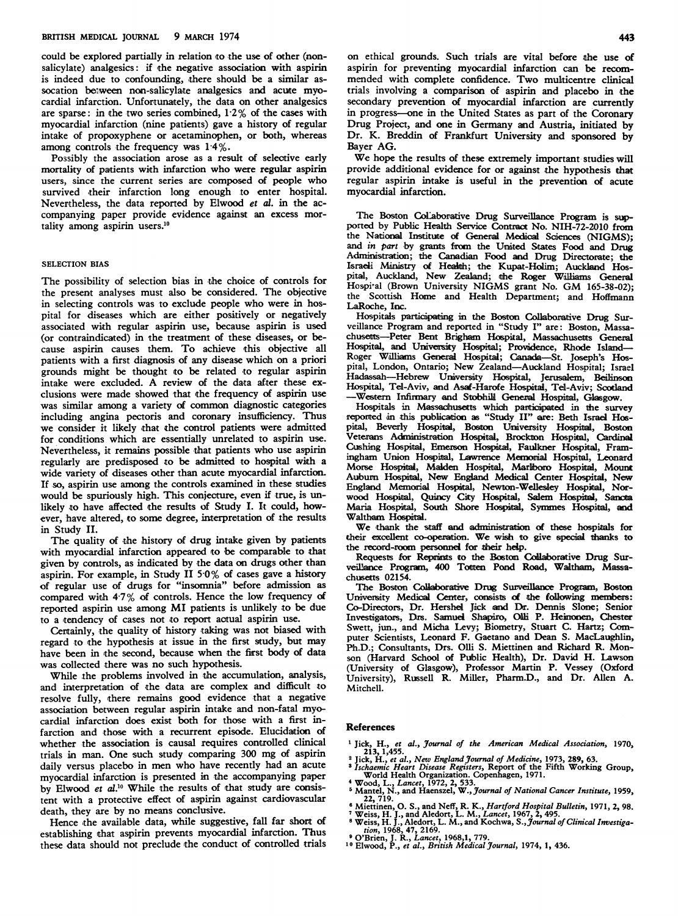could be explored partially in relation to the use of other (non-salicylate) analgesics: if the negative association with aspirin is indeed due to confounding, there should be a similar association between non-salicylate analgesics and acute myocardial infarction. Unfortunately, the data on other analgesics are sparse: in the two series combined, 1·2% of the cases with myocardial infarction (nine patients) gave a history of regular intake of propoxyphene or acetaminophen, or both, whereas among controls the frequency was 1·4%.

Possibly the association arose as a result of selective early mortality of patients with infarction who were regular aspirin users, since the current series are composed of people who survived their infarction long enough to enter hospital. Nevertheless, the data reported by Elwood *et al.* in the accompanying paper provide evidence against an excess mortality among aspirin users.[10]

### SELECTION BIAS

The possibility of selection bias in the choice of controls for the present analyses must also be considered. The objective in selecting controls was to exclude people who were in hospital for diseases which are either positively or negatively associated with regular aspirin use, because aspirin is used (or contraindicated) in the treatment of these diseases, or because aspirin causes them. To achieve this objective all patients with a first diagnosis of any disease which on a priori grounds might be thought to be related to regular aspirin intake were excluded. A review of the data after these exclusions were made showed that the frequency of aspirin use was similar among a variety of common diagnostic categories including angina pectoris and coronary insufficiency. Thus we consider it likely that the control patients were admitted for conditions which are essentially unrelated to aspirin use. Nevertheless, it remains possible that patients who use aspirin regularly are predisposed to be admitted to hospital with a wide variety of diseases other than acute myocardial infarction. If so, aspirin use among the controls examined in these studies would be spuriously high. This conjecture, even if true, is unlikely to have affected the results of Study I. It could, however, have altered, to some degree, interpretation of the results in Study II.

The quality of the history of drug intake given by patients with myocardial infarction appeared to be comparable to that given by controls, as indicated by the data on drugs other than aspirin. For example, in Study II 5·0% of cases gave a history of regular use of drugs for "insomnia" before admission as compared with 4·7% of controls. Hence the low frequency of reported aspirin use among MI patients is unlikely to be due to a tendency of cases not to report actual aspirin use.

Certainly, the quality of history taking was not biased with regard to the hypothesis at issue in the first study, but may have been in the second, because when the first body of data was collected there was no such hypothesis.

While the problems involved in the accumulation, analysis, and interpretation of the data are complex and difficult to resolve fully, there remains good evidence that a negative association between regular aspirin intake and non-fatal myocardial infarction does exist both for those with a first infarction and those with a recurrent episode. Elucidation of whether the association is causal requires controlled clinical trials in man. One such study comparing 300 mg of aspirin daily versus placebo in men who have recently had an acute myocardial infarction is presented in the accompanying paper by Elwood *et al.*[10] While the results of that study are consistent with a protective effect of aspirin against cardiovascular death, they are by no means conclusive.

Hence the available data, while suggestive, fall far short of establishing that aspirin prevents myocardial infarction. Thus these data should not preclude the conduct of controlled trials on ethical grounds. Such trials are vital before the use of aspirin for preventing myocardial infarction can be recommended with complete confidence. Two multicentre clinical trials involving a comparison of aspirin and placebo in the secondary prevention of myocardial infarction are currently in progress—one in the United States as part of the Coronary Drug Project, and one in Germany and Austria, initiated by Dr. K. Breddin of Frankfurt University and sponsored by Bayer AG.

We hope the results of these extremely important studies will provide additional evidence for or against the hypothesis that regular aspirin intake is useful in the prevention of acute myocardial infarction.

The Boston Collaborative Drug Surveillance Program is supported by Public Health Service Contract No. NIH-72-2010 from the National Institute of General Medical Sciences (NIGMS); and *in part* by grants from the United States Food and Drug Administration; the Canadian Food and Drug Directorate; the Israeli Ministry of Health; the Kupat-Holim; Auckland Hospital, Auckland, New Zealand; the Roger Williams General Hospital (Brown University NIGMS grant No. GM 165-38-02); the Scottish Home and Health Department; and Hoffmann LaRoche, Inc.

Hospitals participating in the Boston Collaborative Drug Surveillance Program and reported in "Study I" are: Boston, Massachusetts—Peter Bent Brigham Hospital, Massachusetts General Hospital, and University Hospital; Providence, Rhode Island—Roger Williams General Hospital; Canada—St. Joseph's Hospital, London, Ontario; New Zealand—Auckland Hospital; Israel Hadassah—Hebrew University Hospital, Jerusalem, Beilinson Hospital, Tel-Aviv, and Asaf-Harofe Hospital, Tel-Aviv; Scotland—Western Infirmary and Stobhill General Hospital, Glasgow.

Hospitals in Massachusetts which participated in the survey reported in this publication as "Study II" are: Beth Israel Hospital, Beverly Hospital, Boston University Hospital, Boston Veterans Administration Hospital, Brockton Hospital, Cardinal Cushing Hospital, Emerson Hospital, Faulkner Hospital, Framingham Union Hospital, Lawrence Memorial Hospital, Leonard Morse Hospital, Malden Hospital, Marlboro Hospital, Mount Auburn Hospital, New England Medical Center Hospital, New England Memorial Hospital, Newton-Wellesley Hospital, Norwood Hospital, Quincy City Hospital, Salem Hospital, Sancta Maria Hospital, South Shore Hospital, Symmes Hospital, and Waltham Hospital.

We thank the staff and administration of these hospitals for their excellent co-operation. We wish to give special thanks to the record-room personnel for their help.

Requests for Reprints to the Boston Collaborative Drug Surveillance Program, 400 Totten Pond Road, Waltham, Massachusetts 02154.

The Boston Collaborative Drug Surveillance Program, Boston University Medical Center, consists of the following members: Co-Directors, Dr. Hershel Jick and Dr. Dennis Slone; Senior Investigators, Drs. Samuel Shapiro, Olli P. Heinonen, Chester Swett, jun., and Micha Levy; Biometry, Stuart C. Hartz; Computer Scientists, Leonard F. Gaetano and Dean S. MacLaughlin, Ph.D.; Consultants, Drs. Olli S. Miettinen and Richard R. Monson (Harvard School of Public Health), Dr. David H. Lawson (University of Glasgow), Professor Martin P. Vessey (Oxford University), Russell R. Miller, Pharm.D., and Dr. Allen A. Mitchell.

## References

1. Jick, H., *et al.*, *Journal of the American Medical Association*, 1970, 213, 1,455.
2. Jick, H., *et al.*, *New England Journal of Medicine*, 1973, 289, 63.
3. *Ischaemic Heart Disease Registers*, Report of the Fifth Working Group, World Health Organization. Copenhagen, 1971.
4. Wood, L., *Lancet*, 1972, 2, 533.
5. Mantel, N., and Haenszel, W., *Journal of National Cancer Institute*, 1959, 22, 719.
6. Miettinen, O. S., and Neff, R. K., *Hartford Hospital Bulletin*, 1971, 2, 98.
7. Weiss, H. J., and Aledort, L. M., *Lancet*, 1967, 2, 495.
8. Weiss, H. J., Aledort, L. M., and Kochwa, S., *Journal of Clinical Investigation*, 1968, 47, 2169.
9. O'Brien, J. R., *Lancet*, 1968, 1, 779.
10. Elwood, P., *et al.*, *British Medical Journal*, 1974, 1, 436.